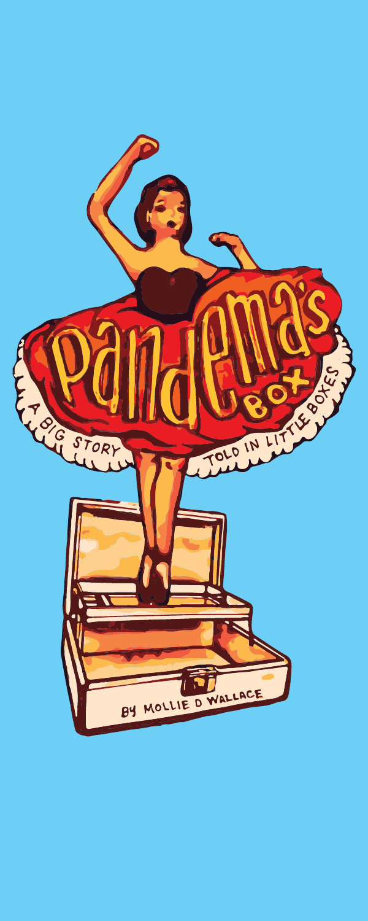# Pandema's Box

A BIG STORY TOLD IN LITTLE BOXES

BY MOLLIE D WALLACE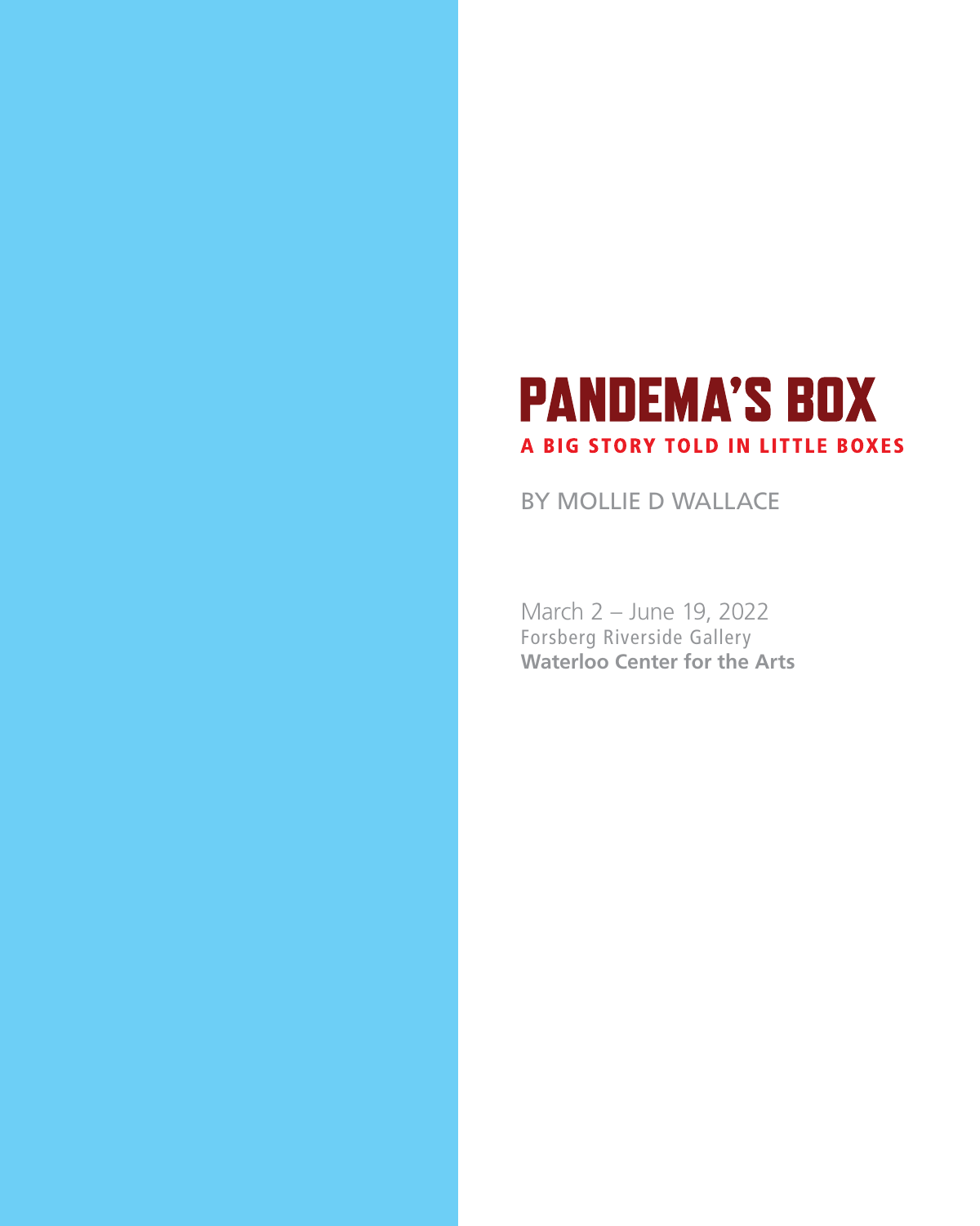# PANDEMA'S BOX

## A BIG STORY TOLD IN LITTLE BOXES

BY MOLLIE D WALLACE

March 2 – June 19, 2022
Forsberg Riverside Gallery
**Waterloo Center for the Arts**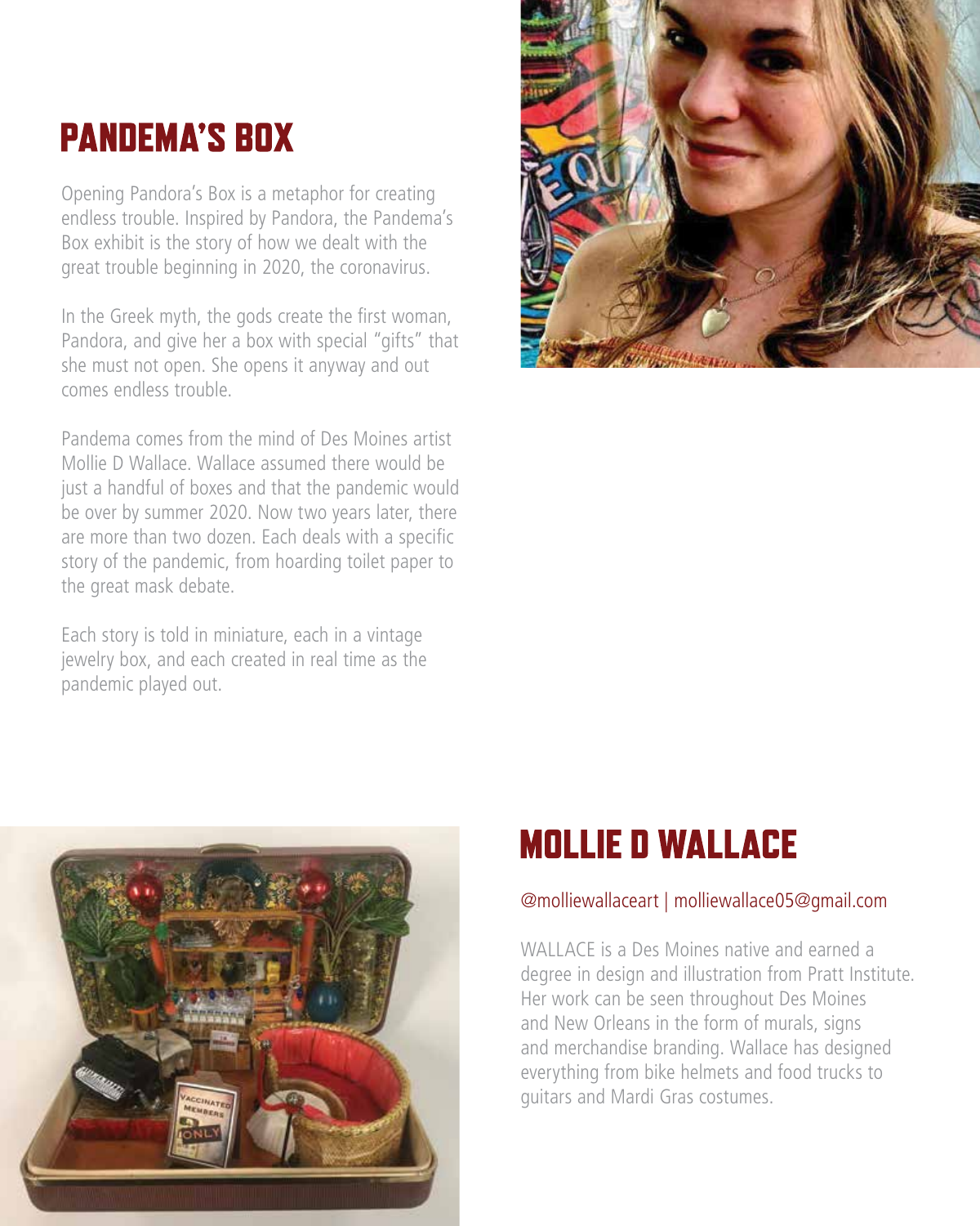## PANDEMA'S BOX

Opening Pandora's Box is a metaphor for creating endless trouble. Inspired by Pandora, the Pandema's Box exhibit is the story of how we dealt with the great trouble beginning in 2020, the coronavirus.

In the Greek myth, the gods create the first woman, Pandora, and give her a box with special "gifts" that she must not open. She opens it anyway and out comes endless trouble.

Pandema comes from the mind of Des Moines artist Mollie D Wallace. Wallace assumed there would be just a handful of boxes and that the pandemic would be over by summer 2020. Now two years later, there are more than two dozen. Each deals with a specific story of the pandemic, from hoarding toilet paper to the great mask debate.

Each story is told in miniature, each in a vintage jewelry box, and each created in real time as the pandemic played out.

## MOLLIE D WALLACE

@molliewallaceart | molliewallace05@gmail.com

WALLACE is a Des Moines native and earned a degree in design and illustration from Pratt Institute. Her work can be seen throughout Des Moines and New Orleans in the form of murals, signs and merchandise branding. Wallace has designed everything from bike helmets and food trucks to guitars and Mardi Gras costumes.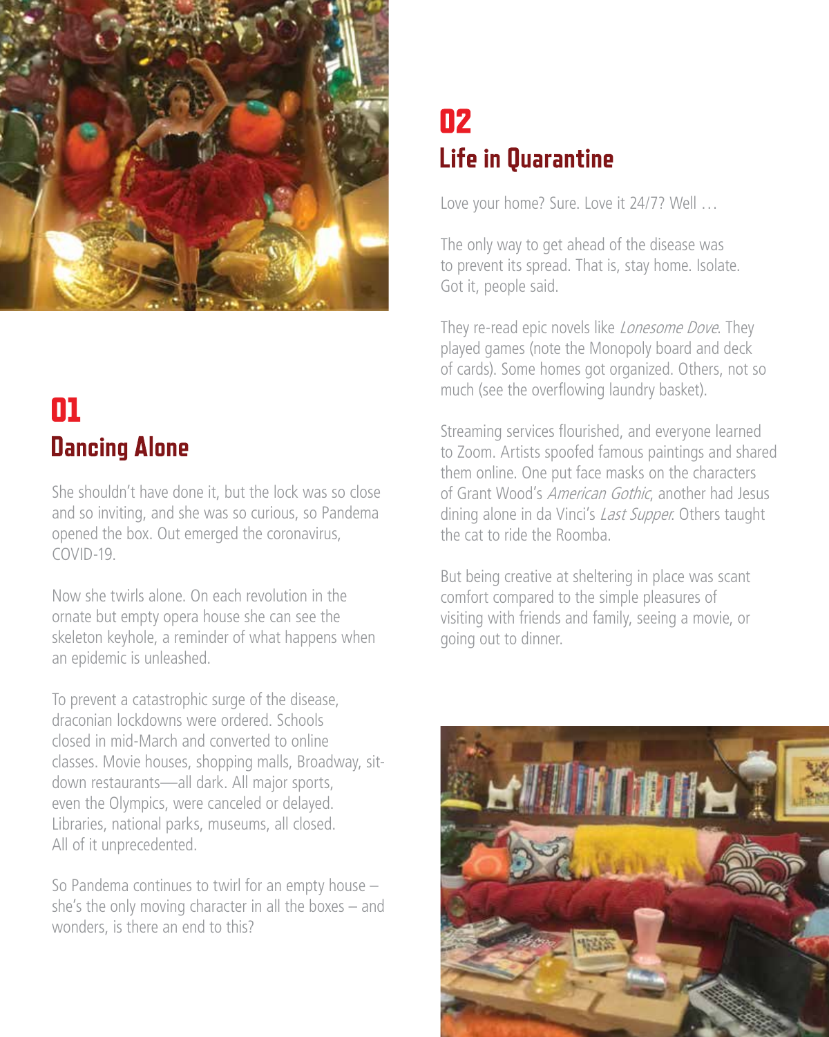## 01
## Dancing Alone

She shouldn't have done it, but the lock was so close and so inviting, and she was so curious, so Pandema opened the box. Out emerged the coronavirus, COVID-19.

Now she twirls alone. On each revolution in the ornate but empty opera house she can see the skeleton keyhole, a reminder of what happens when an epidemic is unleashed.

To prevent a catastrophic surge of the disease, draconian lockdowns were ordered. Schools closed in mid-March and converted to online classes. Movie houses, shopping malls, Broadway, sit-down restaurants—all dark. All major sports, even the Olympics, were canceled or delayed. Libraries, national parks, museums, all closed. All of it unprecedented.

So Pandema continues to twirl for an empty house – she's the only moving character in all the boxes – and wonders, is there an end to this?

## 02
## Life in Quarantine

Love your home? Sure. Love it 24/7? Well …

The only way to get ahead of the disease was to prevent its spread. That is, stay home. Isolate. Got it, people said.

They re-read epic novels like *Lonesome Dove*. They played games (note the Monopoly board and deck of cards). Some homes got organized. Others, not so much (see the overflowing laundry basket).

Streaming services flourished, and everyone learned to Zoom. Artists spoofed famous paintings and shared them online. One put face masks on the characters of Grant Wood's *American Gothic*, another had Jesus dining alone in da Vinci's *Last Supper*. Others taught the cat to ride the Roomba.

But being creative at sheltering in place was scant comfort compared to the simple pleasures of visiting with friends and family, seeing a movie, or going out to dinner.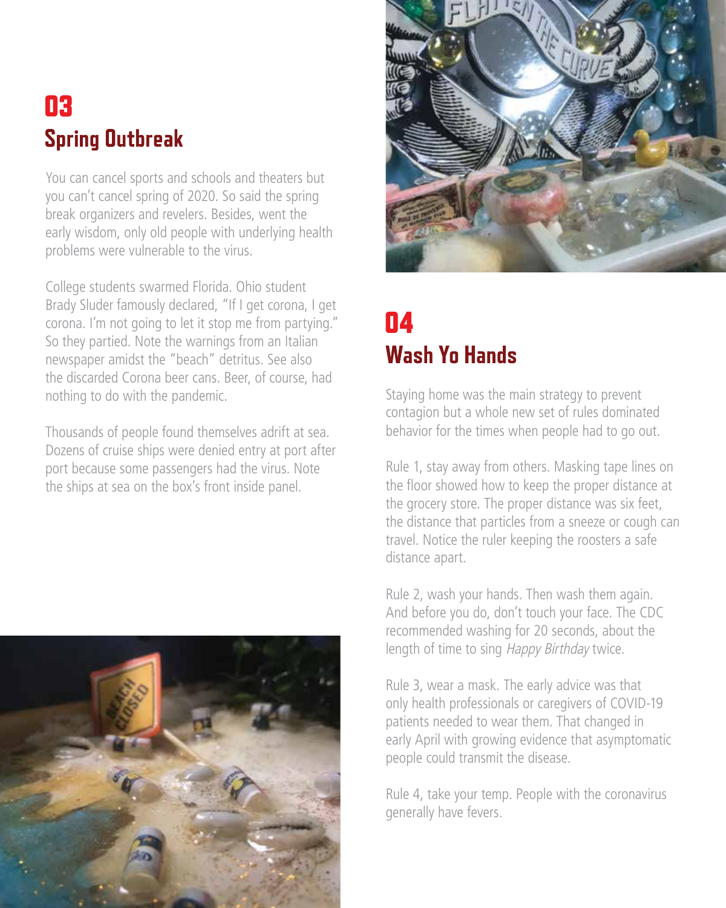## 03
## Spring Outbreak

You can cancel sports and schools and theaters but you can't cancel spring of 2020. So said the spring break organizers and revelers. Besides, went the early wisdom, only old people with underlying health problems were vulnerable to the virus.

College students swarmed Florida. Ohio student Brady Sluder famously declared, "If I get corona, I get corona. I'm not going to let it stop me from partying." So they partied. Note the warnings from an Italian newspaper amidst the "beach" detritus. See also the discarded Corona beer cans. Beer, of course, had nothing to do with the pandemic.

Thousands of people found themselves adrift at sea. Dozens of cruise ships were denied entry at port after port because some passengers had the virus. Note the ships at sea on the box's front inside panel.

## 04
## Wash Yo Hands

Staying home was the main strategy to prevent contagion but a whole new set of rules dominated behavior for the times when people had to go out.

Rule 1, stay away from others. Masking tape lines on the floor showed how to keep the proper distance at the grocery store. The proper distance was six feet, the distance that particles from a sneeze or cough can travel. Notice the ruler keeping the roosters a safe distance apart.

Rule 2, wash your hands. Then wash them again. And before you do, don't touch your face. The CDC recommended washing for 20 seconds, about the length of time to sing *Happy Birthday* twice.

Rule 3, wear a mask. The early advice was that only health professionals or caregivers of COVID-19 patients needed to wear them. That changed in early April with growing evidence that asymptomatic people could transmit the disease.

Rule 4, take your temp. People with the coronavirus generally have fevers.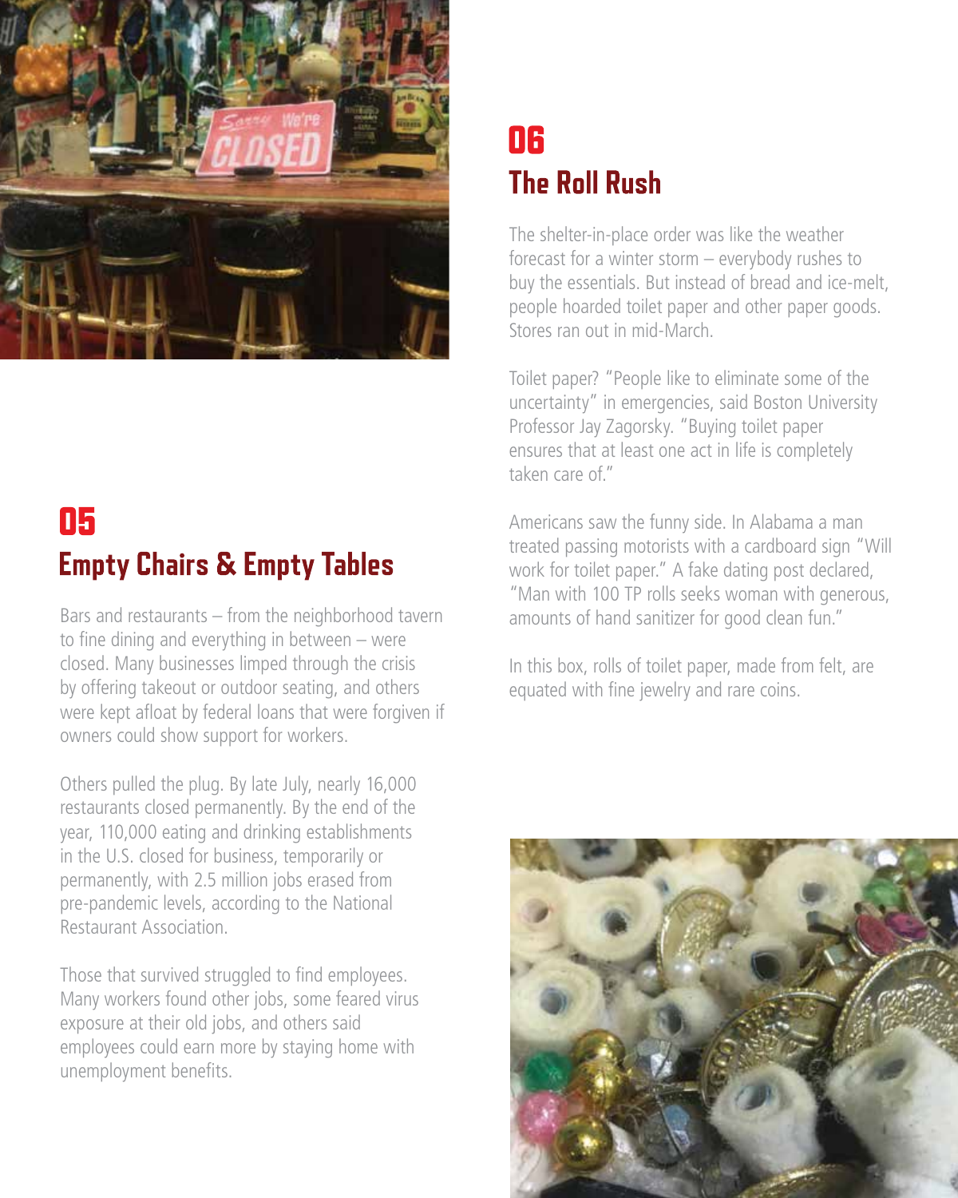## 05
## Empty Chairs & Empty Tables

Bars and restaurants – from the neighborhood tavern to fine dining and everything in between – were closed. Many businesses limped through the crisis by offering takeout or outdoor seating, and others were kept afloat by federal loans that were forgiven if owners could show support for workers.

Others pulled the plug. By late July, nearly 16,000 restaurants closed permanently. By the end of the year, 110,000 eating and drinking establishments in the U.S. closed for business, temporarily or permanently, with 2.5 million jobs erased from pre-pandemic levels, according to the National Restaurant Association.

Those that survived struggled to find employees. Many workers found other jobs, some feared virus exposure at their old jobs, and others said employees could earn more by staying home with unemployment benefits.

## 06
## The Roll Rush

The shelter-in-place order was like the weather forecast for a winter storm – everybody rushes to buy the essentials. But instead of bread and ice-melt, people hoarded toilet paper and other paper goods. Stores ran out in mid-March.

Toilet paper? "People like to eliminate some of the uncertainty" in emergencies, said Boston University Professor Jay Zagorsky. "Buying toilet paper ensures that at least one act in life is completely taken care of."

Americans saw the funny side. In Alabama a man treated passing motorists with a cardboard sign "Will work for toilet paper." A fake dating post declared, "Man with 100 TP rolls seeks woman with generous, amounts of hand sanitizer for good clean fun."

In this box, rolls of toilet paper, made from felt, are equated with fine jewelry and rare coins.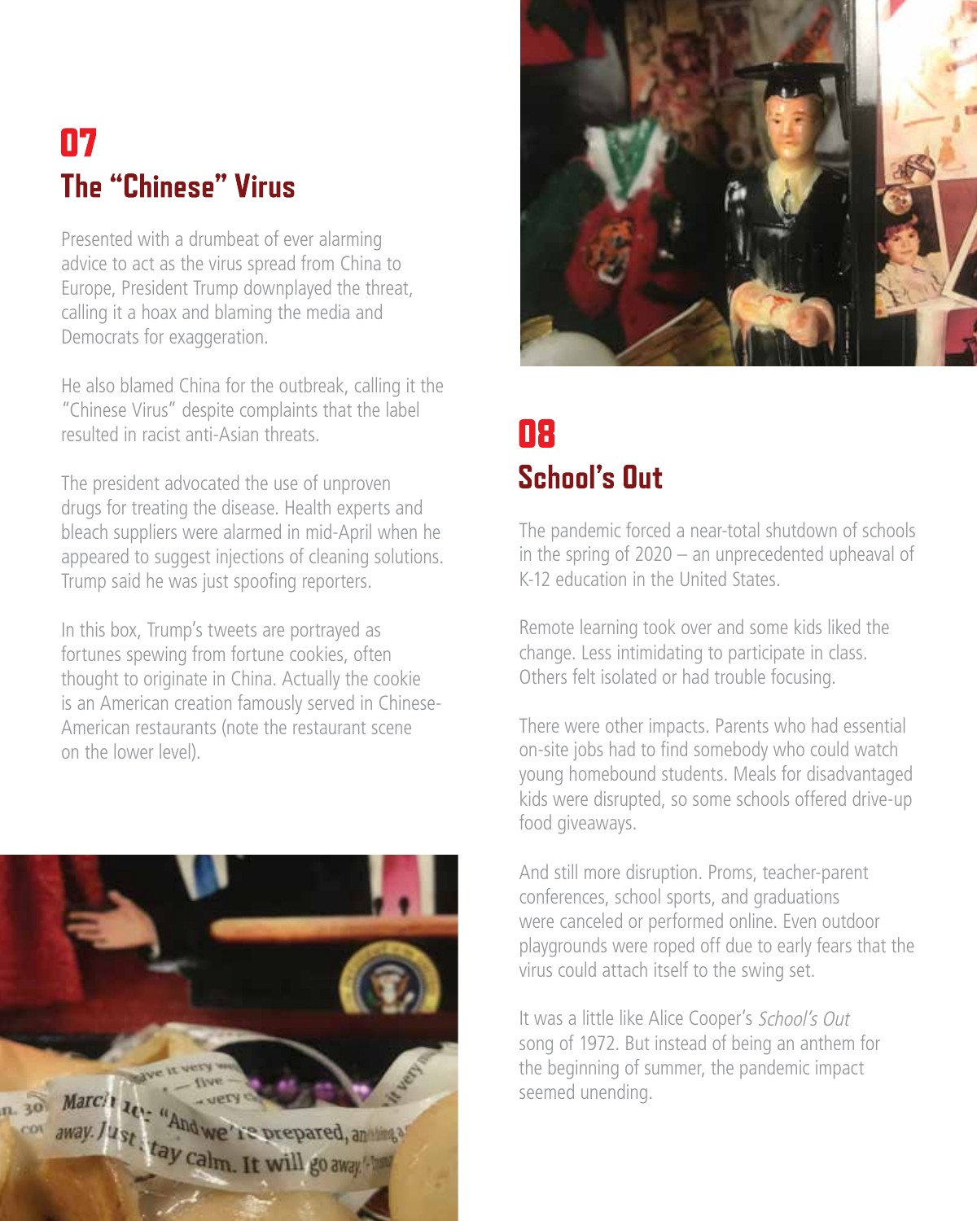## 07
## The "Chinese" Virus

Presented with a drumbeat of ever alarming advice to act as the virus spread from China to Europe, President Trump downplayed the threat, calling it a hoax and blaming the media and Democrats for exaggeration.

He also blamed China for the outbreak, calling it the "Chinese Virus" despite complaints that the label resulted in racist anti-Asian threats.

The president advocated the use of unproven drugs for treating the disease. Health experts and bleach suppliers were alarmed in mid-April when he appeared to suggest injections of cleaning solutions. Trump said he was just spoofing reporters.

In this box, Trump's tweets are portrayed as fortunes spewing from fortune cookies, often thought to originate in China. Actually the cookie is an American creation famously served in Chinese-American restaurants (note the restaurant scene on the lower level).

## 08
## School's Out

The pandemic forced a near-total shutdown of schools in the spring of 2020 – an unprecedented upheaval of K-12 education in the United States.

Remote learning took over and some kids liked the change. Less intimidating to participate in class. Others felt isolated or had trouble focusing.

There were other impacts. Parents who had essential on-site jobs had to find somebody who could watch young homebound students. Meals for disadvantaged kids were disrupted, so some schools offered drive-up food giveaways.

And still more disruption. Proms, teacher-parent conferences, school sports, and graduations were canceled or performed online. Even outdoor playgrounds were roped off due to early fears that the virus could attach itself to the swing set.

It was a little like Alice Cooper's *School's Out* song of 1972. But instead of being an anthem for the beginning of summer, the pandemic impact seemed unending.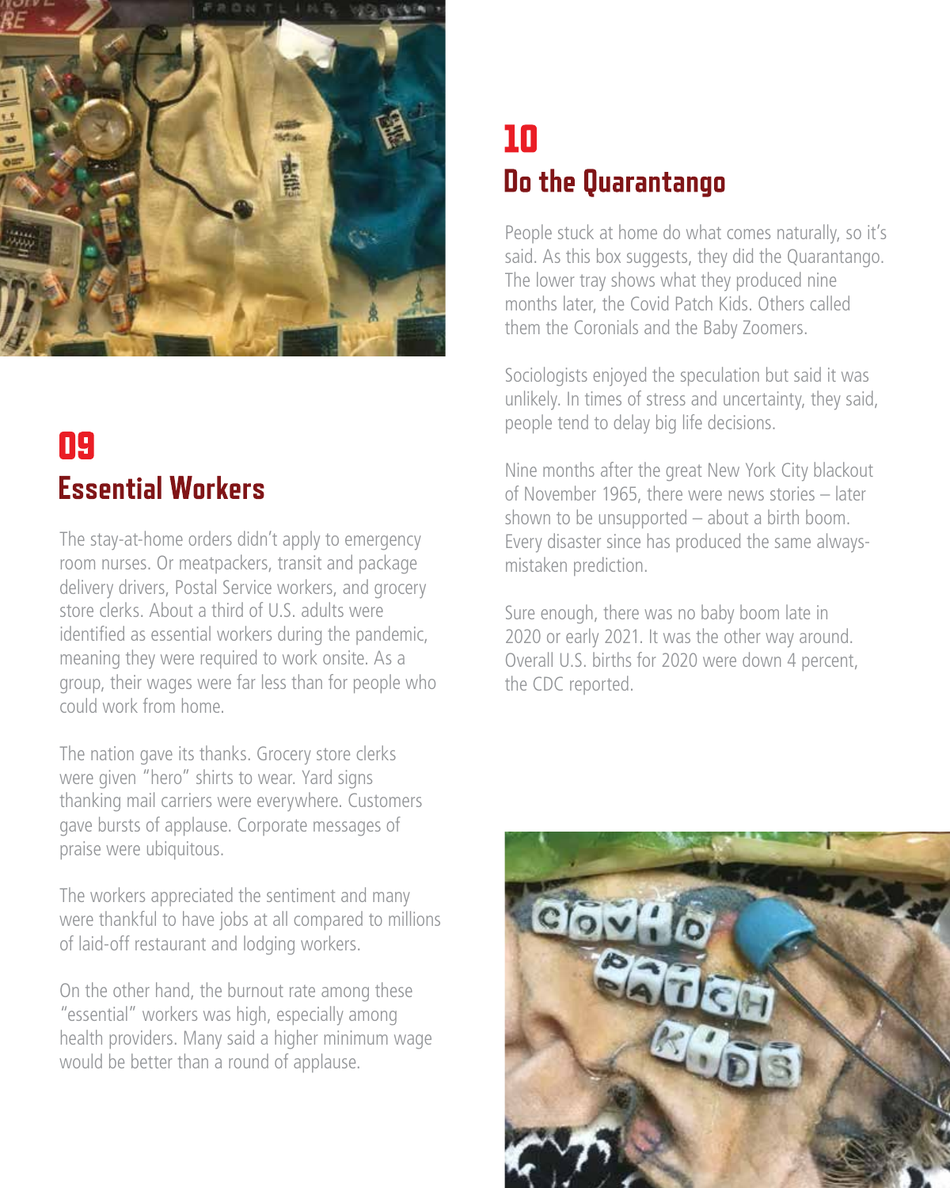## 09
## Essential Workers

The stay-at-home orders didn't apply to emergency room nurses. Or meatpackers, transit and package delivery drivers, Postal Service workers, and grocery store clerks. About a third of U.S. adults were identified as essential workers during the pandemic, meaning they were required to work onsite. As a group, their wages were far less than for people who could work from home.

The nation gave its thanks. Grocery store clerks were given "hero" shirts to wear. Yard signs thanking mail carriers were everywhere. Customers gave bursts of applause. Corporate messages of praise were ubiquitous.

The workers appreciated the sentiment and many were thankful to have jobs at all compared to millions of laid-off restaurant and lodging workers.

On the other hand, the burnout rate among these "essential" workers was high, especially among health providers. Many said a higher minimum wage would be better than a round of applause.

## 10
## Do the Quarantango

People stuck at home do what comes naturally, so it's said. As this box suggests, they did the Quarantango. The lower tray shows what they produced nine months later, the Covid Patch Kids. Others called them the Coronials and the Baby Zoomers.

Sociologists enjoyed the speculation but said it was unlikely. In times of stress and uncertainty, they said, people tend to delay big life decisions.

Nine months after the great New York City blackout of November 1965, there were news stories – later shown to be unsupported – about a birth boom. Every disaster since has produced the same always-mistaken prediction.

Sure enough, there was no baby boom late in 2020 or early 2021. It was the other way around. Overall U.S. births for 2020 were down 4 percent, the CDC reported.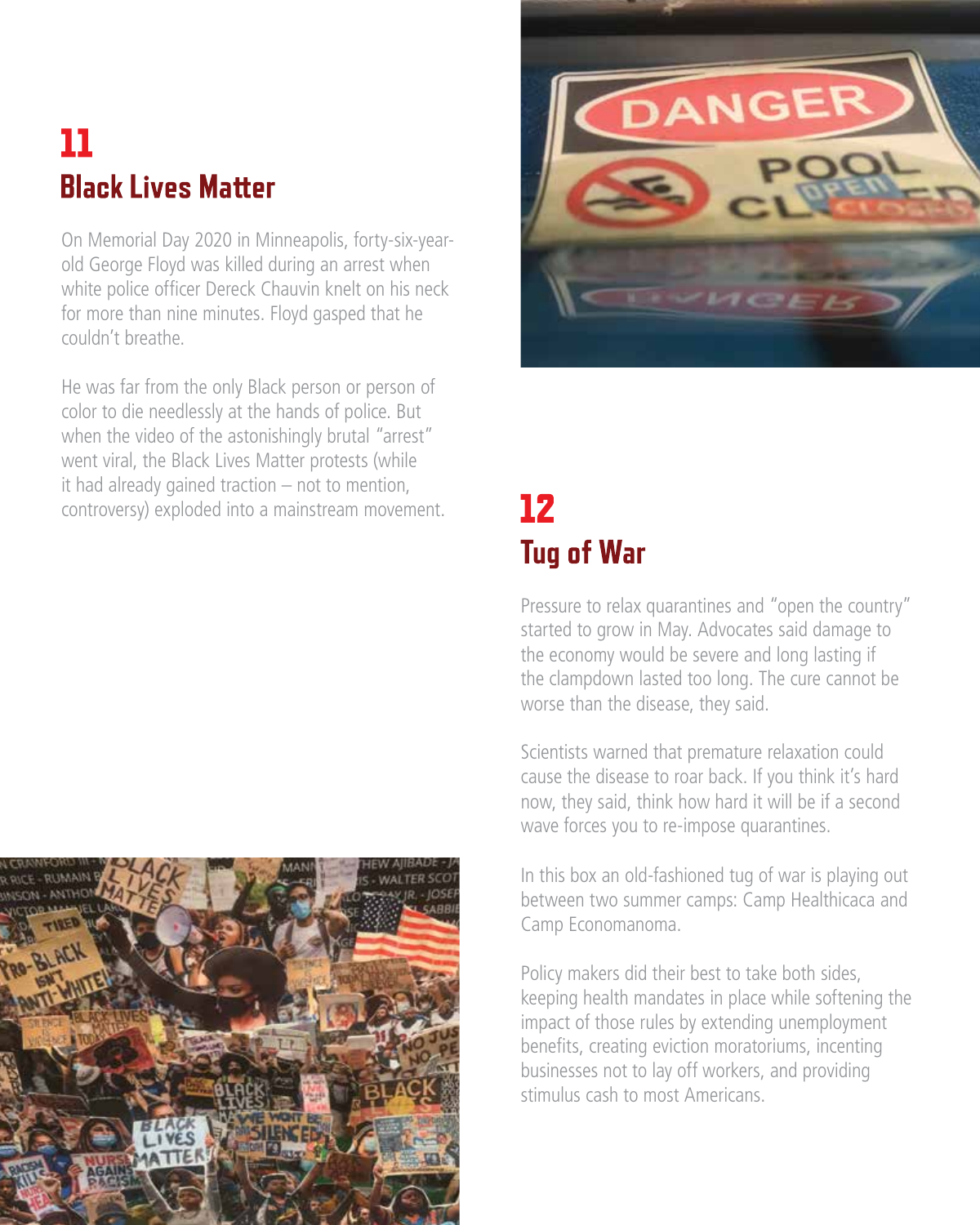## 11
## Black Lives Matter

On Memorial Day 2020 in Minneapolis, forty-six-year-old George Floyd was killed during an arrest when white police officer Dereck Chauvin knelt on his neck for more than nine minutes. Floyd gasped that he couldn't breathe.

He was far from the only Black person or person of color to die needlessly at the hands of police. But when the video of the astonishingly brutal "arrest" went viral, the Black Lives Matter protests (while it had already gained traction – not to mention, controversy) exploded into a mainstream movement.

## 12
## Tug of War

Pressure to relax quarantines and "open the country" started to grow in May. Advocates said damage to the economy would be severe and long lasting if the clampdown lasted too long. The cure cannot be worse than the disease, they said.

Scientists warned that premature relaxation could cause the disease to roar back. If you think it's hard now, they said, think how hard it will be if a second wave forces you to re-impose quarantines.

In this box an old-fashioned tug of war is playing out between two summer camps: Camp Healthicaca and Camp Economanoma.

Policy makers did their best to take both sides, keeping health mandates in place while softening the impact of those rules by extending unemployment benefits, creating eviction moratoriums, incenting businesses not to lay off workers, and providing stimulus cash to most Americans.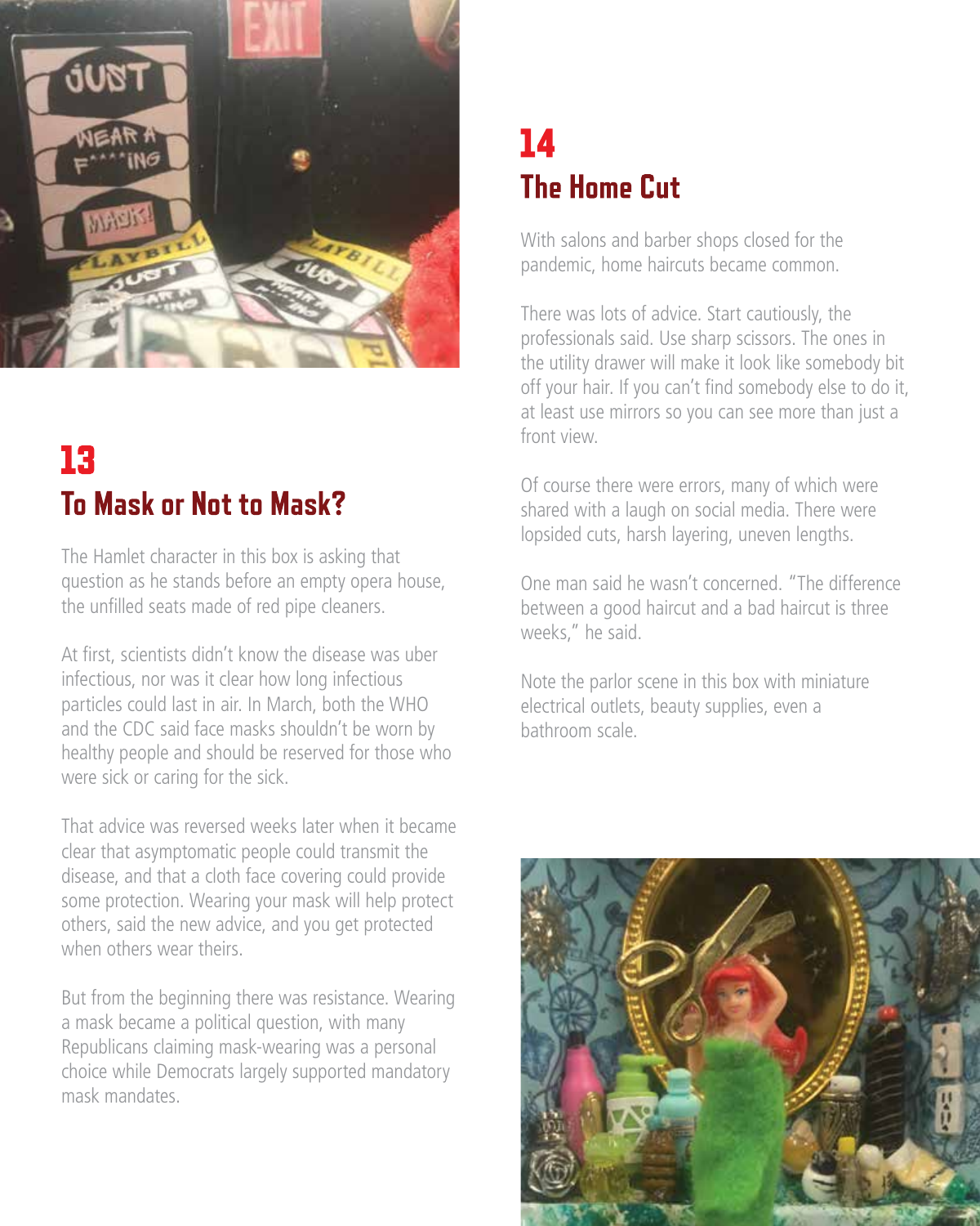## 13
## To Mask or Not to Mask?

The Hamlet character in this box is asking that question as he stands before an empty opera house, the unfilled seats made of red pipe cleaners.

At first, scientists didn't know the disease was uber infectious, nor was it clear how long infectious particles could last in air. In March, both the WHO and the CDC said face masks shouldn't be worn by healthy people and should be reserved for those who were sick or caring for the sick.

That advice was reversed weeks later when it became clear that asymptomatic people could transmit the disease, and that a cloth face covering could provide some protection. Wearing your mask will help protect others, said the new advice, and you get protected when others wear theirs.

But from the beginning there was resistance. Wearing a mask became a political question, with many Republicans claiming mask-wearing was a personal choice while Democrats largely supported mandatory mask mandates.

## 14
## The Home Cut

With salons and barber shops closed for the pandemic, home haircuts became common.

There was lots of advice. Start cautiously, the professionals said. Use sharp scissors. The ones in the utility drawer will make it look like somebody bit off your hair. If you can't find somebody else to do it, at least use mirrors so you can see more than just a front view.

Of course there were errors, many of which were shared with a laugh on social media. There were lopsided cuts, harsh layering, uneven lengths.

One man said he wasn't concerned. "The difference between a good haircut and a bad haircut is three weeks," he said.

Note the parlor scene in this box with miniature electrical outlets, beauty supplies, even a bathroom scale.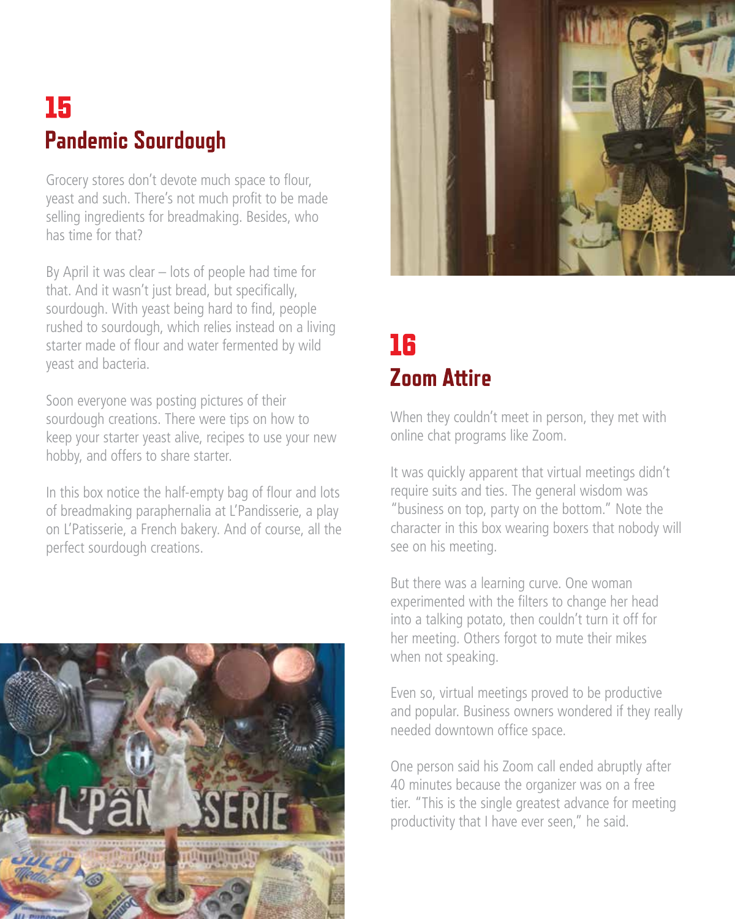## 15
## Pandemic Sourdough

Grocery stores don't devote much space to flour, yeast and such. There's not much profit to be made selling ingredients for breadmaking. Besides, who has time for that?

By April it was clear – lots of people had time for that. And it wasn't just bread, but specifically, sourdough. With yeast being hard to find, people rushed to sourdough, which relies instead on a living starter made of flour and water fermented by wild yeast and bacteria.

Soon everyone was posting pictures of their sourdough creations. There were tips on how to keep your starter yeast alive, recipes to use your new hobby, and offers to share starter.

In this box notice the half-empty bag of flour and lots of breadmaking paraphernalia at L'Pandisserie, a play on L'Patisserie, a French bakery. And of course, all the perfect sourdough creations.

## 16
## Zoom Attire

When they couldn't meet in person, they met with online chat programs like Zoom.

It was quickly apparent that virtual meetings didn't require suits and ties. The general wisdom was "business on top, party on the bottom." Note the character in this box wearing boxers that nobody will see on his meeting.

But there was a learning curve. One woman experimented with the filters to change her head into a talking potato, then couldn't turn it off for her meeting. Others forgot to mute their mikes when not speaking.

Even so, virtual meetings proved to be productive and popular. Business owners wondered if they really needed downtown office space.

One person said his Zoom call ended abruptly after 40 minutes because the organizer was on a free tier. "This is the single greatest advance for meeting productivity that I have ever seen," he said.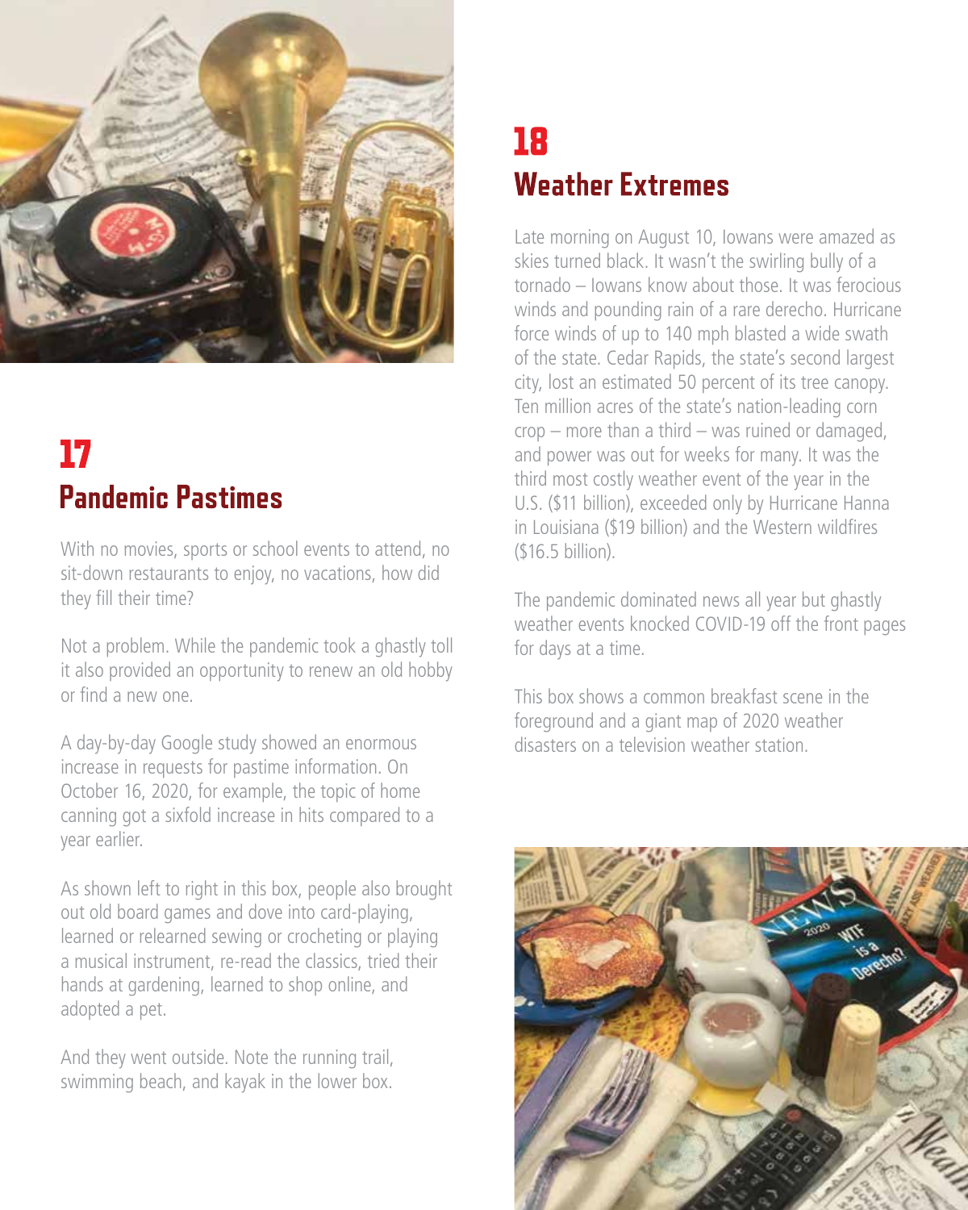## 17

## Pandemic Pastimes

With no movies, sports or school events to attend, no sit-down restaurants to enjoy, no vacations, how did they fill their time?

Not a problem. While the pandemic took a ghastly toll it also provided an opportunity to renew an old hobby or find a new one.

A day-by-day Google study showed an enormous increase in requests for pastime information. On October 16, 2020, for example, the topic of home canning got a sixfold increase in hits compared to a year earlier.

As shown left to right in this box, people also brought out old board games and dove into card-playing, learned or relearned sewing or crocheting or playing a musical instrument, re-read the classics, tried their hands at gardening, learned to shop online, and adopted a pet.

And they went outside. Note the running trail, swimming beach, and kayak in the lower box.

## 18

## Weather Extremes

Late morning on August 10, Iowans were amazed as skies turned black. It wasn't the swirling bully of a tornado – Iowans know about those. It was ferocious winds and pounding rain of a rare derecho. Hurricane force winds of up to 140 mph blasted a wide swath of the state. Cedar Rapids, the state's second largest city, lost an estimated 50 percent of its tree canopy. Ten million acres of the state's nation-leading corn crop – more than a third – was ruined or damaged, and power was out for weeks for many. It was the third most costly weather event of the year in the U.S. ($11 billion), exceeded only by Hurricane Hanna in Louisiana ($19 billion) and the Western wildfires ($16.5 billion).

The pandemic dominated news all year but ghastly weather events knocked COVID-19 off the front pages for days at a time.

This box shows a common breakfast scene in the foreground and a giant map of 2020 weather disasters on a television weather station.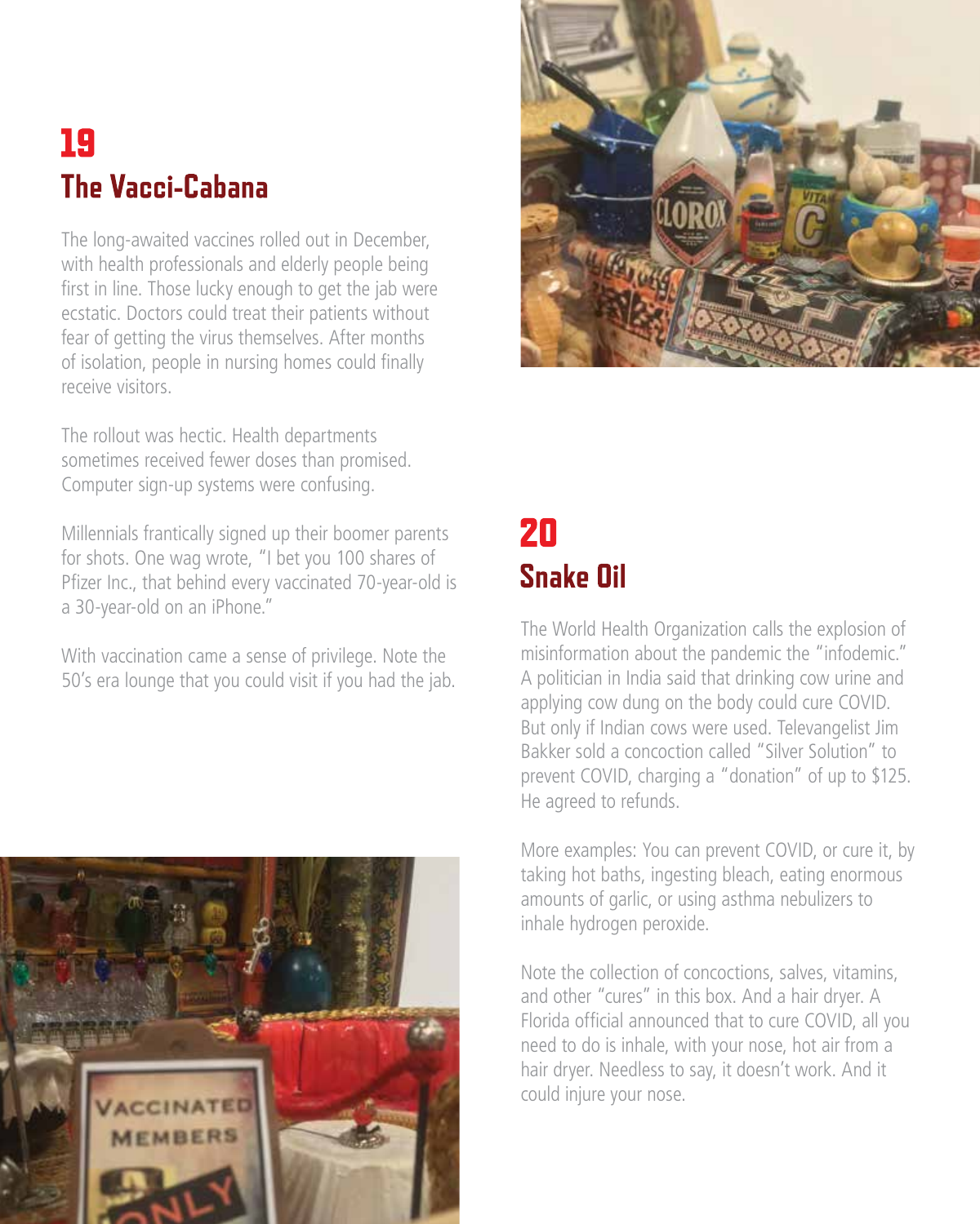## 19
## The Vacci-Cabana

The long-awaited vaccines rolled out in December, with health professionals and elderly people being first in line. Those lucky enough to get the jab were ecstatic. Doctors could treat their patients without fear of getting the virus themselves. After months of isolation, people in nursing homes could finally receive visitors.

The rollout was hectic. Health departments sometimes received fewer doses than promised. Computer sign-up systems were confusing.

Millennials frantically signed up their boomer parents for shots. One wag wrote, "I bet you 100 shares of Pfizer Inc., that behind every vaccinated 70-year-old is a 30-year-old on an iPhone."

With vaccination came a sense of privilege. Note the 50's era lounge that you could visit if you had the jab.

## 20
## Snake Oil

The World Health Organization calls the explosion of misinformation about the pandemic the "infodemic." A politician in India said that drinking cow urine and applying cow dung on the body could cure COVID. But only if Indian cows were used. Televangelist Jim Bakker sold a concoction called "Silver Solution" to prevent COVID, charging a "donation" of up to $125. He agreed to refunds.

More examples: You can prevent COVID, or cure it, by taking hot baths, ingesting bleach, eating enormous amounts of garlic, or using asthma nebulizers to inhale hydrogen peroxide.

Note the collection of concoctions, salves, vitamins, and other "cures" in this box. And a hair dryer. A Florida official announced that to cure COVID, all you need to do is inhale, with your nose, hot air from a hair dryer. Needless to say, it doesn't work. And it could injure your nose.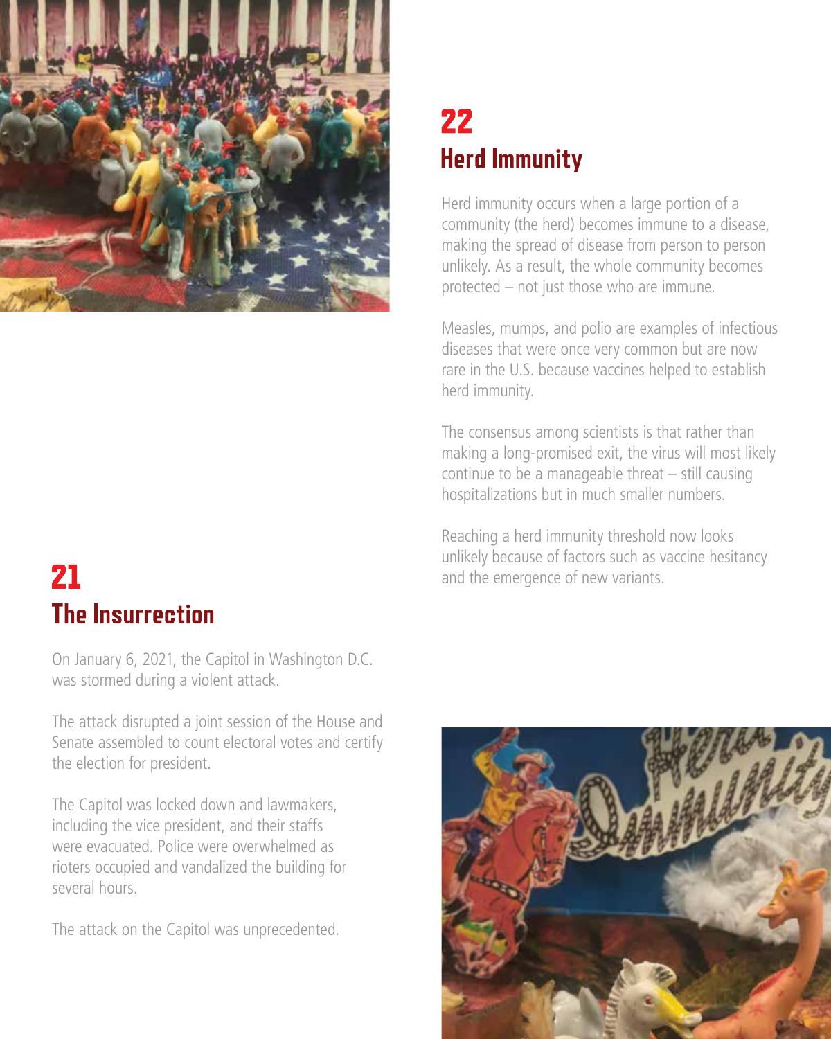## 22
## Herd Immunity

Herd immunity occurs when a large portion of a community (the herd) becomes immune to a disease, making the spread of disease from person to person unlikely. As a result, the whole community becomes protected – not just those who are immune.

Measles, mumps, and polio are examples of infectious diseases that were once very common but are now rare in the U.S. because vaccines helped to establish herd immunity.

The consensus among scientists is that rather than making a long-promised exit, the virus will most likely continue to be a manageable threat – still causing hospitalizations but in much smaller numbers.

Reaching a herd immunity threshold now looks unlikely because of factors such as vaccine hesitancy and the emergence of new variants.

## 21
## The Insurrection

On January 6, 2021, the Capitol in Washington D.C. was stormed during a violent attack.

The attack disrupted a joint session of the House and Senate assembled to count electoral votes and certify the election for president.

The Capitol was locked down and lawmakers, including the vice president, and their staffs were evacuated. Police were overwhelmed as rioters occupied and vandalized the building for several hours.

The attack on the Capitol was unprecedented.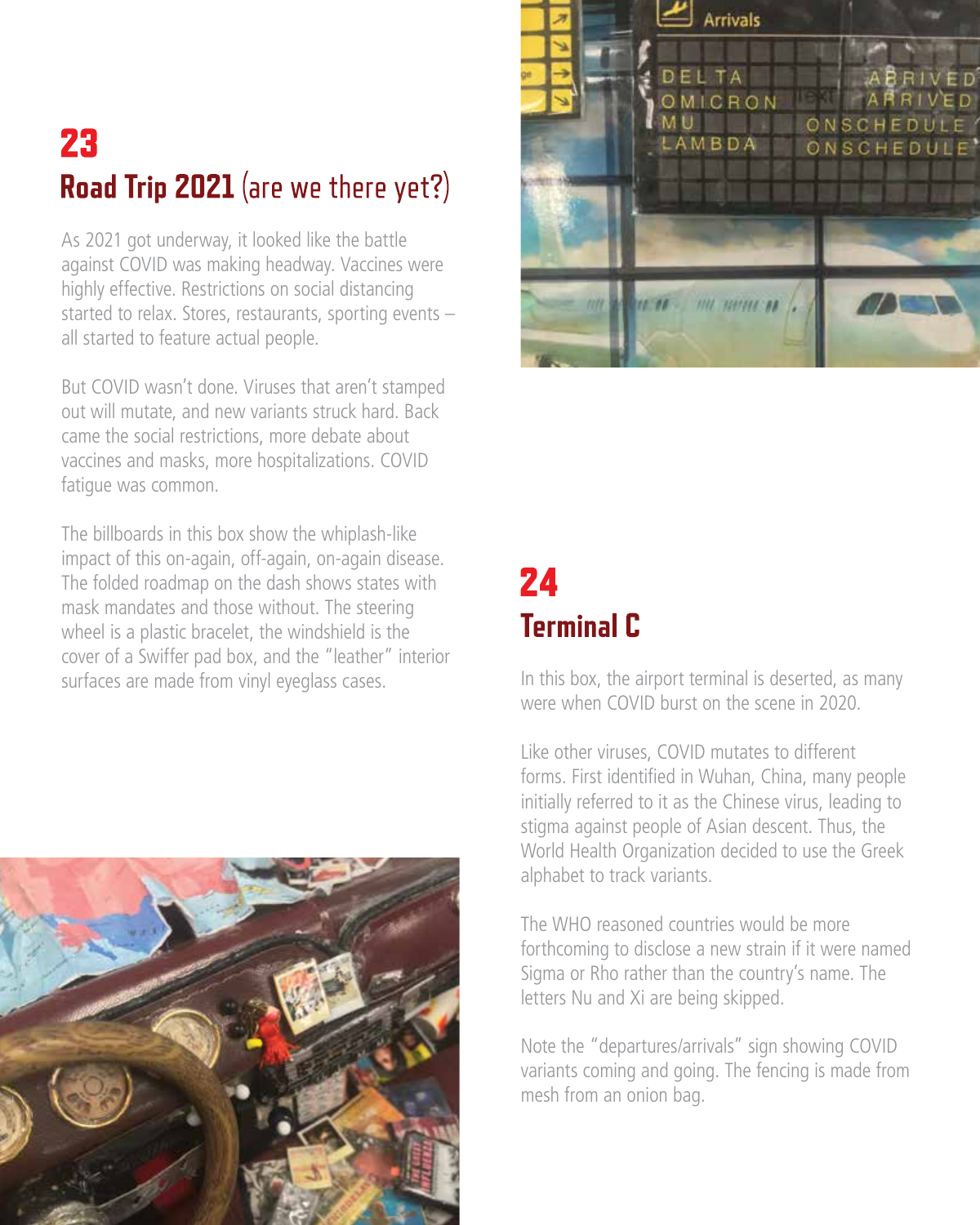## 23

## Road Trip 2021 (are we there yet?)

As 2021 got underway, it looked like the battle against COVID was making headway. Vaccines were highly effective. Restrictions on social distancing started to relax. Stores, restaurants, sporting events – all started to feature actual people.

But COVID wasn't done. Viruses that aren't stamped out will mutate, and new variants struck hard. Back came the social restrictions, more debate about vaccines and masks, more hospitalizations. COVID fatigue was common.

The billboards in this box show the whiplash-like impact of this on-again, off-again, on-again disease. The folded roadmap on the dash shows states with mask mandates and those without. The steering wheel is a plastic bracelet, the windshield is the cover of a Swiffer pad box, and the "leather" interior surfaces are made from vinyl eyeglass cases.

## 24

## Terminal C

In this box, the airport terminal is deserted, as many were when COVID burst on the scene in 2020.

Like other viruses, COVID mutates to different forms. First identified in Wuhan, China, many people initially referred to it as the Chinese virus, leading to stigma against people of Asian descent. Thus, the World Health Organization decided to use the Greek alphabet to track variants.

The WHO reasoned countries would be more forthcoming to disclose a new strain if it were named Sigma or Rho rather than the country's name. The letters Nu and Xi are being skipped.

Note the "departures/arrivals" sign showing COVID variants coming and going. The fencing is made from mesh from an onion bag.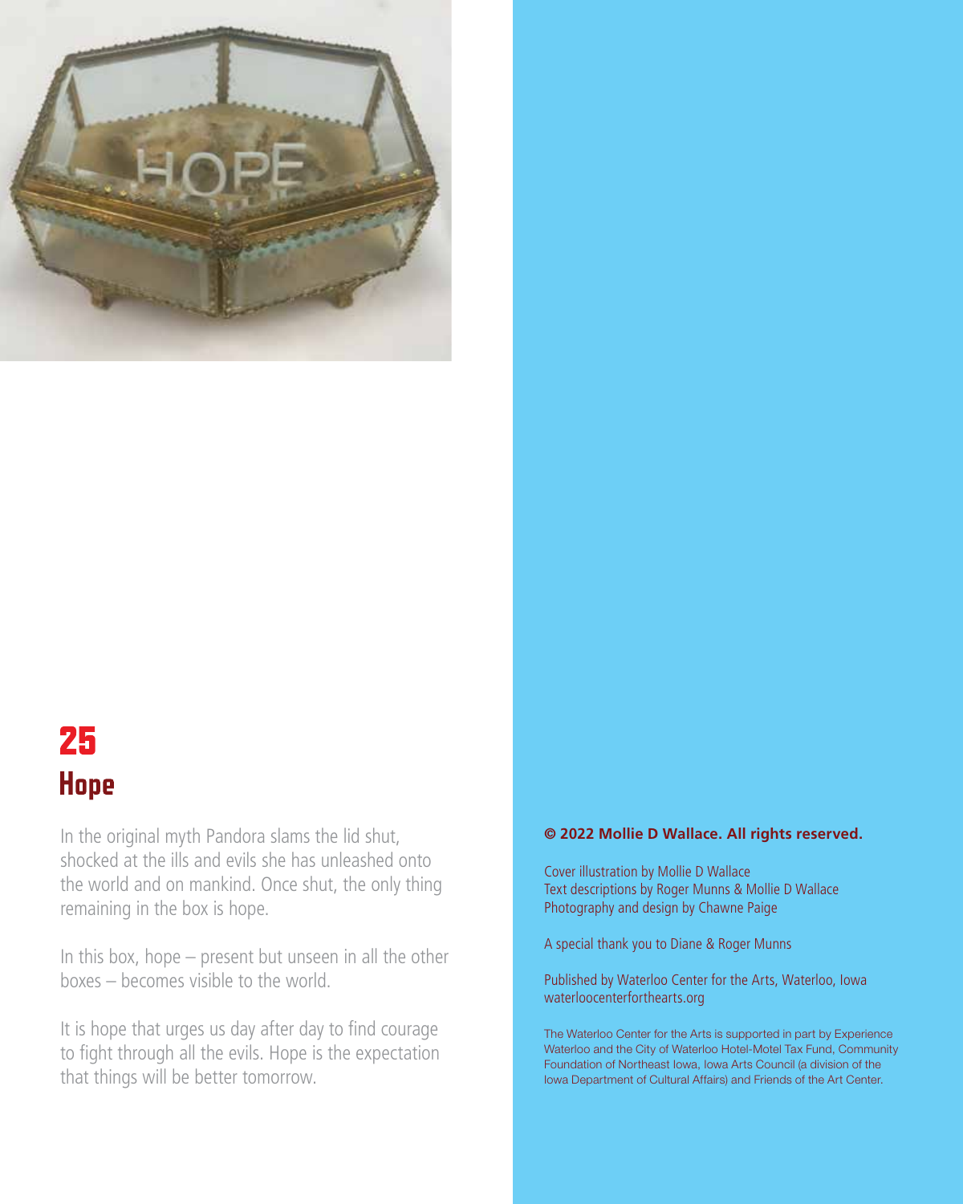## 25

## Hope

In the original myth Pandora slams the lid shut, shocked at the ills and evils she has unleashed onto the world and on mankind. Once shut, the only thing remaining in the box is hope.

In this box, hope – present but unseen in all the other boxes – becomes visible to the world.

It is hope that urges us day after day to find courage to fight through all the evils. Hope is the expectation that things will be better tomorrow.

**© 2022 Mollie D Wallace. All rights reserved.**

Cover illustration by Mollie D Wallace
Text descriptions by Roger Munns & Mollie D Wallace
Photography and design by Chawne Paige

A special thank you to Diane & Roger Munns

Published by Waterloo Center for the Arts, Waterloo, Iowa
waterloocenterforthearts.org

The Waterloo Center for the Arts is supported in part by Experience Waterloo and the City of Waterloo Hotel-Motel Tax Fund, Community Foundation of Northeast Iowa, Iowa Arts Council (a division of the Iowa Department of Cultural Affairs) and Friends of the Art Center.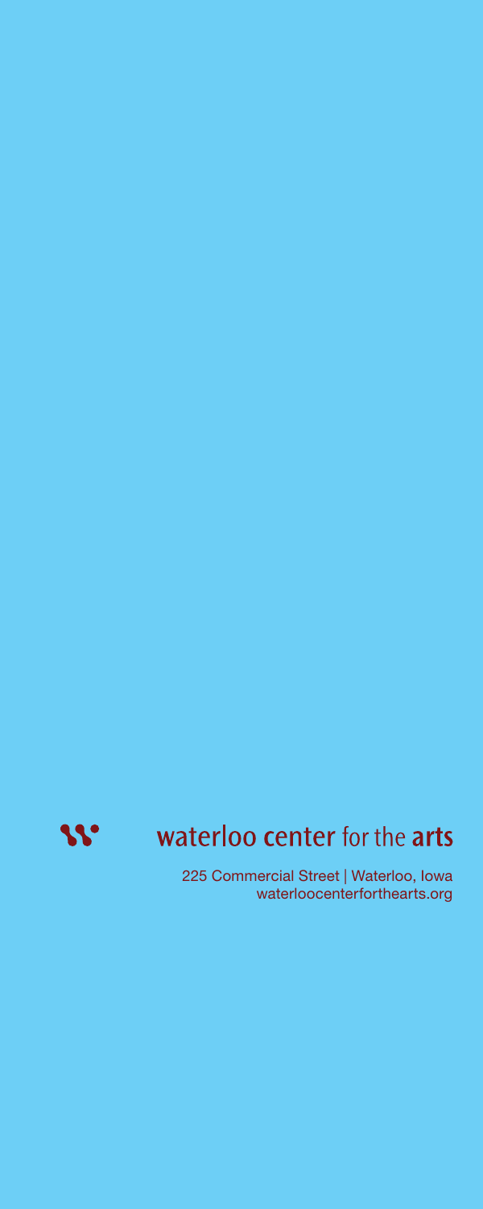waterloo center for the arts

225 Commercial Street | Waterloo, Iowa
waterloocenterforthearts.org